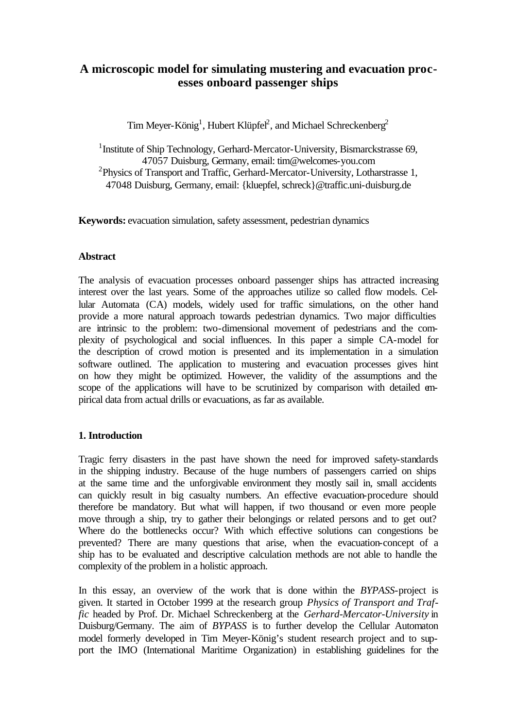# A microscopic model for simulating mustering and evacuation processes onboard passenger ships

Tim Meyer-König[1], Hubert Klüpfel[2], and Michael Schreckenberg[2]

[1]Institute of Ship Technology, Gerhard-Mercator-University, Bismarckstrasse 69, 47057 Duisburg, Germany, email: tim@welcomes-you.com
[2]Physics of Transport and Traffic, Gerhard-Mercator-University, Lotharstrasse 1, 47048 Duisburg, Germany, email: {kluepfel, schreck}@traffic.uni-duisburg.de

**Keywords:** evacuation simulation, safety assessment, pedestrian dynamics

## Abstract

The analysis of evacuation processes onboard passenger ships has attracted increasing interest over the last years. Some of the approaches utilize so called flow models. Cellular Automata (CA) models, widely used for traffic simulations, on the other hand provide a more natural approach towards pedestrian dynamics. Two major difficulties are intrinsic to the problem: two-dimensional movement of pedestrians and the complexity of psychological and social influences. In this paper a simple CA-model for the description of crowd motion is presented and its implementation in a simulation software outlined. The application to mustering and evacuation processes gives hint on how they might be optimized. However, the validity of the assumptions and the scope of the applications will have to be scrutinized by comparison with detailed empirical data from actual drills or evacuations, as far as available.

## 1. Introduction

Tragic ferry disasters in the past have shown the need for improved safety-standards in the shipping industry. Because of the huge numbers of passengers carried on ships at the same time and the unforgivable environment they mostly sail in, small accidents can quickly result in big casualty numbers. An effective evacuation-procedure should therefore be mandatory. But what will happen, if two thousand or even more people move through a ship, try to gather their belongings or related persons and to get out? Where do the bottlenecks occur? With which effective solutions can congestions be prevented? There are many questions that arise, when the evacuation-concept of a ship has to be evaluated and descriptive calculation methods are not able to handle the complexity of the problem in a holistic approach.

In this essay, an overview of the work that is done within the *BYPASS*-project is given. It started in October 1999 at the research group *Physics of Transport and Traffic* headed by Prof. Dr. Michael Schreckenberg at the *Gerhard-Mercator-University* in Duisburg/Germany. The aim of *BYPASS* is to further develop the Cellular Automaton model formerly developed in Tim Meyer-König's student research project and to support the IMO (International Maritime Organization) in establishing guidelines for the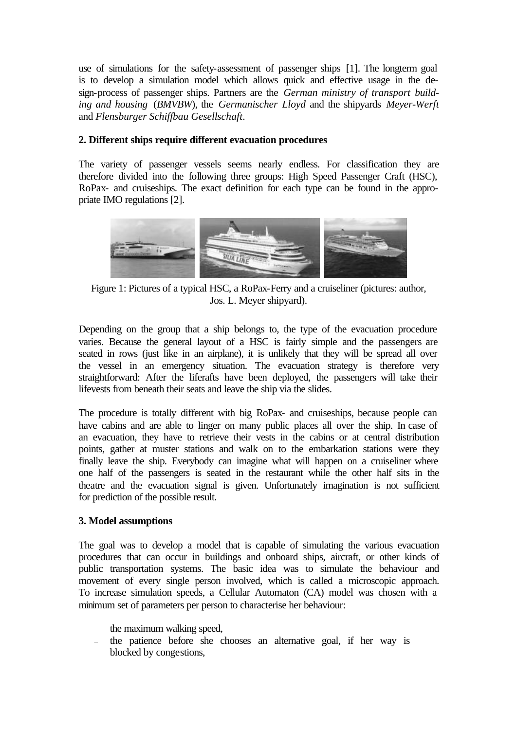use of simulations for the safety-assessment of passenger ships [1]. The longterm goal is to develop a simulation model which allows quick and effective usage in the design-process of passenger ships. Partners are the *German ministry of transport building and housing* (*BMVBW*), the *Germanischer Lloyd* and the shipyards *Meyer-Werft* and *Flensburger Schiffbau Gesellschaft*.

## 2. Different ships require different evacuation procedures

The variety of passenger vessels seems nearly endless. For classification they are therefore divided into the following three groups: High Speed Passenger Craft (HSC), RoPax- and cruiseships. The exact definition for each type can be found in the appropriate IMO regulations [2].

Figure 1: Pictures of a typical HSC, a RoPax-Ferry and a cruiseliner (pictures: author, Jos. L. Meyer shipyard).

Depending on the group that a ship belongs to, the type of the evacuation procedure varies. Because the general layout of a HSC is fairly simple and the passengers are seated in rows (just like in an airplane), it is unlikely that they will be spread all over the vessel in an emergency situation. The evacuation strategy is therefore very straightforward: After the liferafts have been deployed, the passengers will take their lifevests from beneath their seats and leave the ship via the slides.

The procedure is totally different with big RoPax- and cruiseships, because people can have cabins and are able to linger on many public places all over the ship. In case of an evacuation, they have to retrieve their vests in the cabins or at central distribution points, gather at muster stations and walk on to the embarkation stations were they finally leave the ship. Everybody can imagine what will happen on a cruiseliner where one half of the passengers is seated in the restaurant while the other half sits in the theatre and the evacuation signal is given. Unfortunately imagination is not sufficient for prediction of the possible result.

## 3. Model assumptions

The goal was to develop a model that is capable of simulating the various evacuation procedures that can occur in buildings and onboard ships, aircraft, or other kinds of public transportation systems. The basic idea was to simulate the behaviour and movement of every single person involved, which is called a microscopic approach. To increase simulation speeds, a Cellular Automaton (CA) model was chosen with a minimum set of parameters per person to characterise her behaviour:

- the maximum walking speed,
- the patience before she chooses an alternative goal, if her way is blocked by congestions,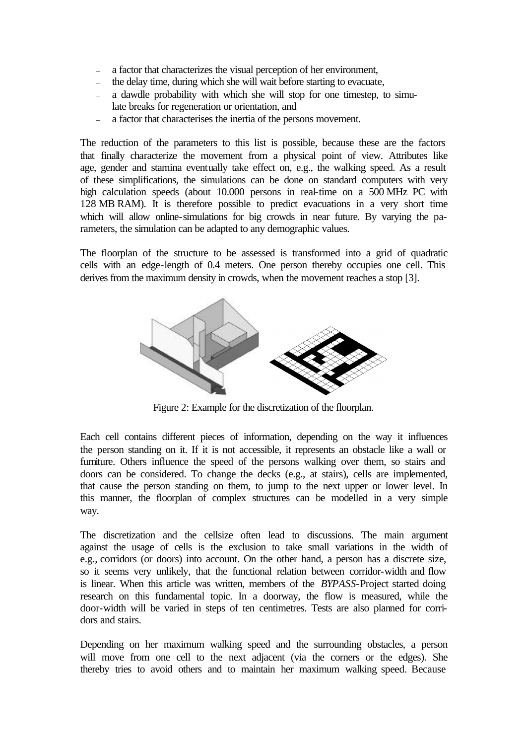- a factor that characterizes the visual perception of her environment,
- the delay time, during which she will wait before starting to evacuate,
- a dawdle probability with which she will stop for one timestep, to simulate breaks for regeneration or orientation, and
- a factor that characterises the inertia of the persons movement.

The reduction of the parameters to this list is possible, because these are the factors that finally characterize the movement from a physical point of view. Attributes like age, gender and stamina eventually take effect on, e.g., the walking speed. As a result of these simplifications, the simulations can be done on standard computers with very high calculation speeds (about 10.000 persons in real-time on a 500 MHz PC with 128 MB RAM). It is therefore possible to predict evacuations in a very short time which will allow online-simulations for big crowds in near future. By varying the parameters, the simulation can be adapted to any demographic values.

The floorplan of the structure to be assessed is transformed into a grid of quadratic cells with an edge-length of 0.4 meters. One person thereby occupies one cell. This derives from the maximum density in crowds, when the movement reaches a stop [3].

Figure 2: Example for the discretization of the floorplan.

Each cell contains different pieces of information, depending on the way it influences the person standing on it. If it is not accessible, it represents an obstacle like a wall or furniture. Others influence the speed of the persons walking over them, so stairs and doors can be considered. To change the decks (e.g., at stairs), cells are implemented, that cause the person standing on them, to jump to the next upper or lower level. In this manner, the floorplan of complex structures can be modelled in a very simple way.

The discretization and the cellsize often lead to discussions. The main argument against the usage of cells is the exclusion to take small variations in the width of e.g., corridors (or doors) into account. On the other hand, a person has a discrete size, so it seems very unlikely, that the functional relation between corridor-width and flow is linear. When this article was written, members of the *BYPASS*-Project started doing research on this fundamental topic. In a doorway, the flow is measured, while the door-width will be varied in steps of ten centimetres. Tests are also planned for corridors and stairs.

Depending on her maximum walking speed and the surrounding obstacles, a person will move from one cell to the next adjacent (via the corners or the edges). She thereby tries to avoid others and to maintain her maximum walking speed. Because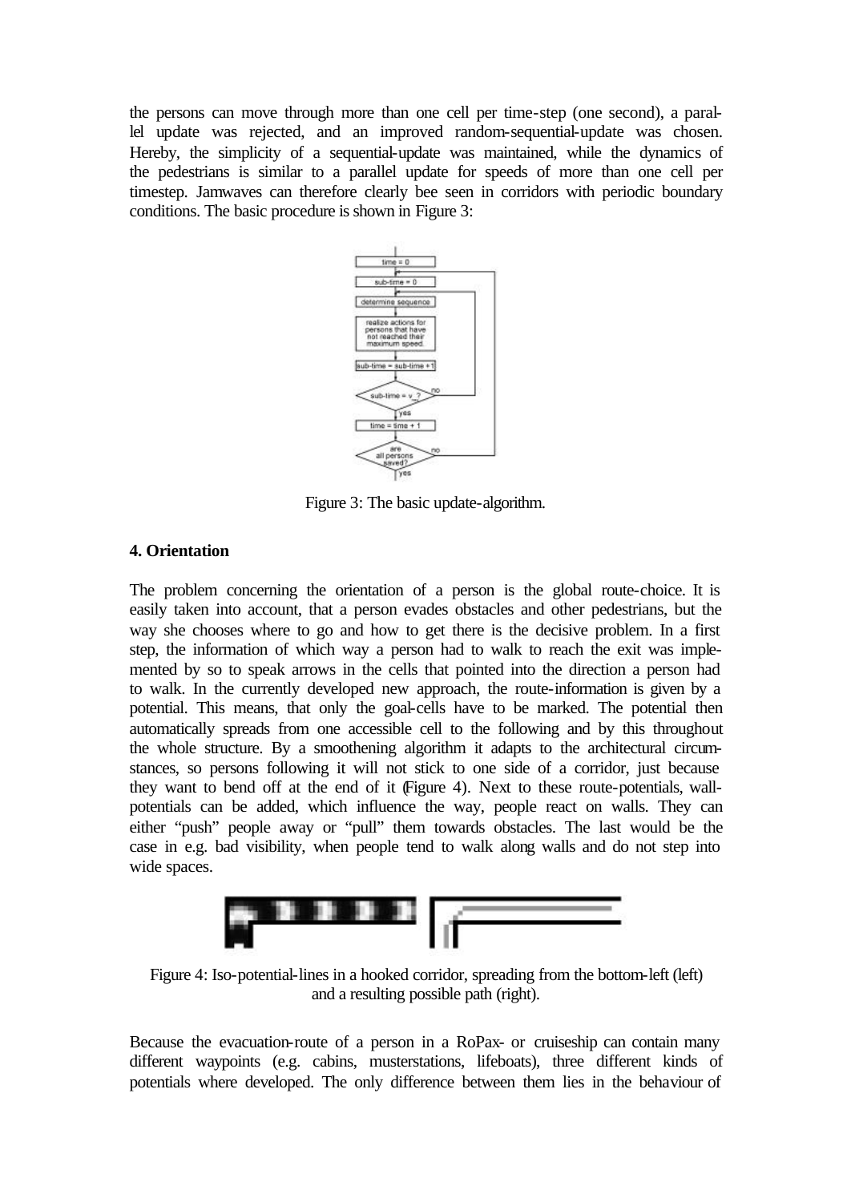the persons can move through more than one cell per time-step (one second), a parallel update was rejected, and an improved random-sequential-update was chosen. Hereby, the simplicity of a sequential-update was maintained, while the dynamics of the pedestrians is similar to a parallel update for speeds of more than one cell per timestep. Jamwaves can therefore clearly bee seen in corridors with periodic boundary conditions. The basic procedure is shown in Figure 3:

Figure 3: The basic update-algorithm.

## 4. Orientation

The problem concerning the orientation of a person is the global route-choice. It is easily taken into account, that a person evades obstacles and other pedestrians, but the way she chooses where to go and how to get there is the decisive problem. In a first step, the information of which way a person had to walk to reach the exit was implemented by so to speak arrows in the cells that pointed into the direction a person had to walk. In the currently developed new approach, the route-information is given by a potential. This means, that only the goal-cells have to be marked. The potential then automatically spreads from one accessible cell to the following and by this throughout the whole structure. By a smoothening algorithm it adapts to the architectural circumstances, so persons following it will not stick to one side of a corridor, just because they want to bend off at the end of it (Figure 4). Next to these route-potentials, wall-potentials can be added, which influence the way, people react on walls. They can either "push" people away or "pull" them towards obstacles. The last would be the case in e.g. bad visibility, when people tend to walk along walls and do not step into wide spaces.

Figure 4: Iso-potential-lines in a hooked corridor, spreading from the bottom-left (left) and a resulting possible path (right).

Because the evacuation-route of a person in a RoPax- or cruiseship can contain many different waypoints (e.g. cabins, musterstations, lifeboats), three different kinds of potentials where developed. The only difference between them lies in the behaviour of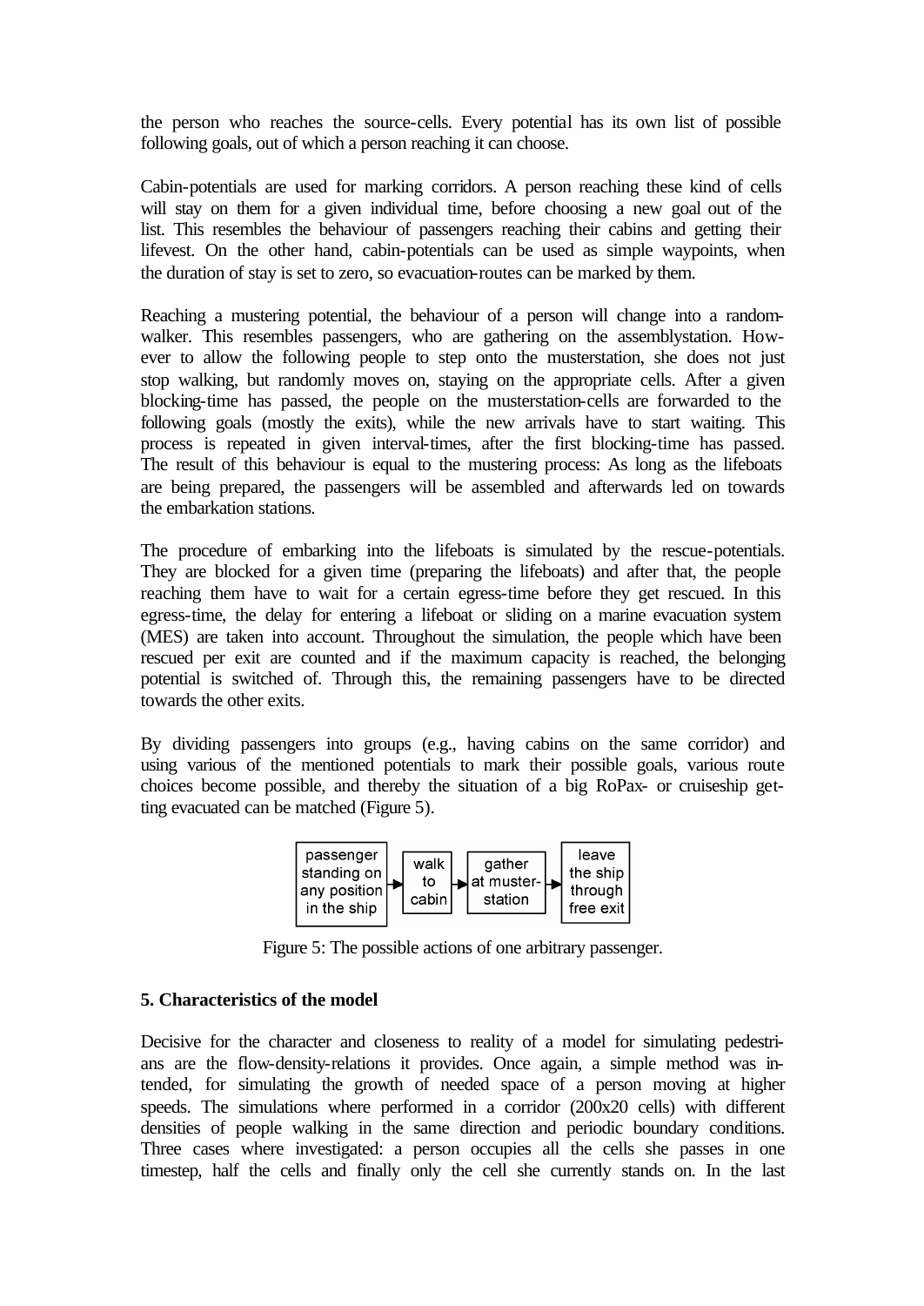the person who reaches the source-cells. Every potential has its own list of possible following goals, out of which a person reaching it can choose.

Cabin-potentials are used for marking corridors. A person reaching these kind of cells will stay on them for a given individual time, before choosing a new goal out of the list. This resembles the behaviour of passengers reaching their cabins and getting their lifevest. On the other hand, cabin-potentials can be used as simple waypoints, when the duration of stay is set to zero, so evacuation-routes can be marked by them.

Reaching a mustering potential, the behaviour of a person will change into a random-walker. This resembles passengers, who are gathering on the assemblystation. However to allow the following people to step onto the musterstation, she does not just stop walking, but randomly moves on, staying on the appropriate cells. After a given blocking-time has passed, the people on the musterstation-cells are forwarded to the following goals (mostly the exits), while the new arrivals have to start waiting. This process is repeated in given interval-times, after the first blocking-time has passed. The result of this behaviour is equal to the mustering process: As long as the lifeboats are being prepared, the passengers will be assembled and afterwards led on towards the embarkation stations.

The procedure of embarking into the lifeboats is simulated by the rescue-potentials. They are blocked for a given time (preparing the lifeboats) and after that, the people reaching them have to wait for a certain egress-time before they get rescued. In this egress-time, the delay for entering a lifeboat or sliding on a marine evacuation system (MES) are taken into account. Throughout the simulation, the people which have been rescued per exit are counted and if the maximum capacity is reached, the belonging potential is switched of. Through this, the remaining passengers have to be directed towards the other exits.

By dividing passengers into groups (e.g., having cabins on the same corridor) and using various of the mentioned potentials to mark their possible goals, various route choices become possible, and thereby the situation of a big RoPax- or cruiseship getting evacuated can be matched (Figure 5).

passenger standing on any position in the ship → walk to cabin → gather at muster-station → leave the ship through free exit

Figure 5: The possible actions of one arbitrary passenger.

**5. Characteristics of the model**

Decisive for the character and closeness to reality of a model for simulating pedestrians are the flow-density-relations it provides. Once again, a simple method was intended, for simulating the growth of needed space of a person moving at higher speeds. The simulations where performed in a corridor (200x20 cells) with different densities of people walking in the same direction and periodic boundary conditions. Three cases where investigated: a person occupies all the cells she passes in one timestep, half the cells and finally only the cell she currently stands on. In the last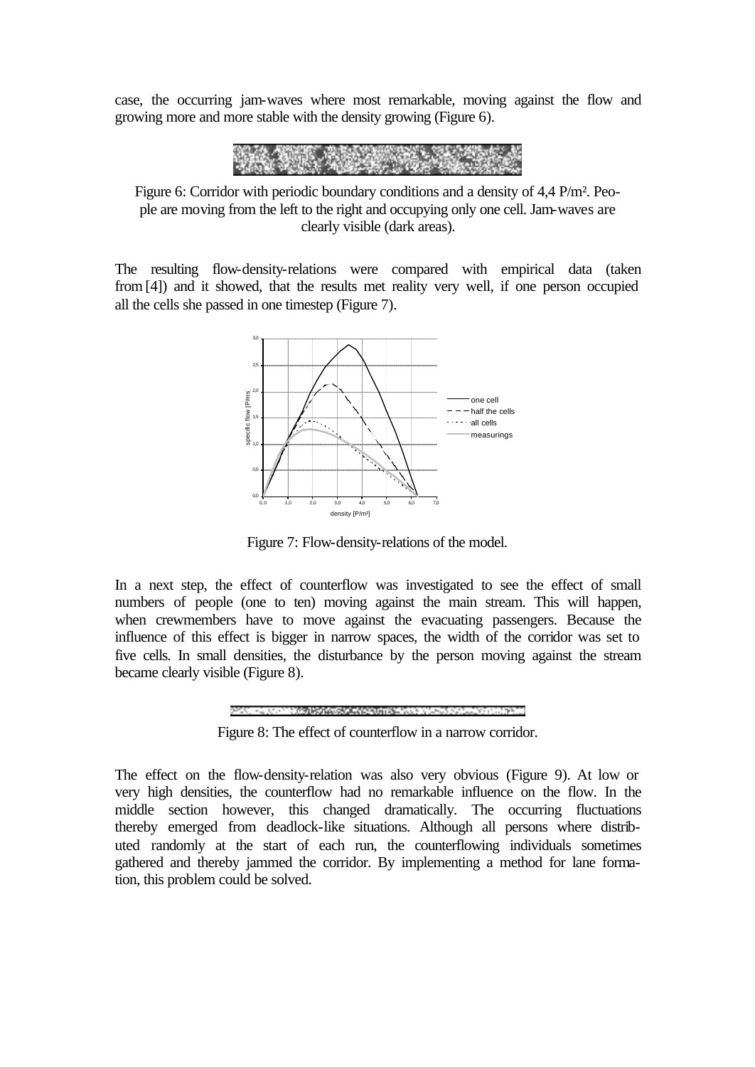case, the occurring jam-waves where most remarkable, moving against the flow and growing more and more stable with the density growing (Figure 6).

Figure 6: Corridor with periodic boundary conditions and a density of 4,4 P/m². People are moving from the left to the right and occupying only one cell. Jam-waves are clearly visible (dark areas).

The resulting flow-density-relations were compared with empirical data (taken from [4]) and it showed, that the results met reality very well, if one person occupied all the cells she passed in one timestep (Figure 7).

Figure 7: Flow-density-relations of the model.

In a next step, the effect of counterflow was investigated to see the effect of small numbers of people (one to ten) moving against the main stream. This will happen, when crewmembers have to move against the evacuating passengers. Because the influence of this effect is bigger in narrow spaces, the width of the corridor was set to five cells. In small densities, the disturbance by the person moving against the stream became clearly visible (Figure 8).

Figure 8: The effect of counterflow in a narrow corridor.

The effect on the flow-density-relation was also very obvious (Figure 9). At low or very high densities, the counterflow had no remarkable influence on the flow. In the middle section however, this changed dramatically. The occurring fluctuations thereby emerged from deadlock-like situations. Although all persons where distributed randomly at the start of each run, the counterflowing individuals sometimes gathered and thereby jammed the corridor. By implementing a method for lane formation, this problem could be solved.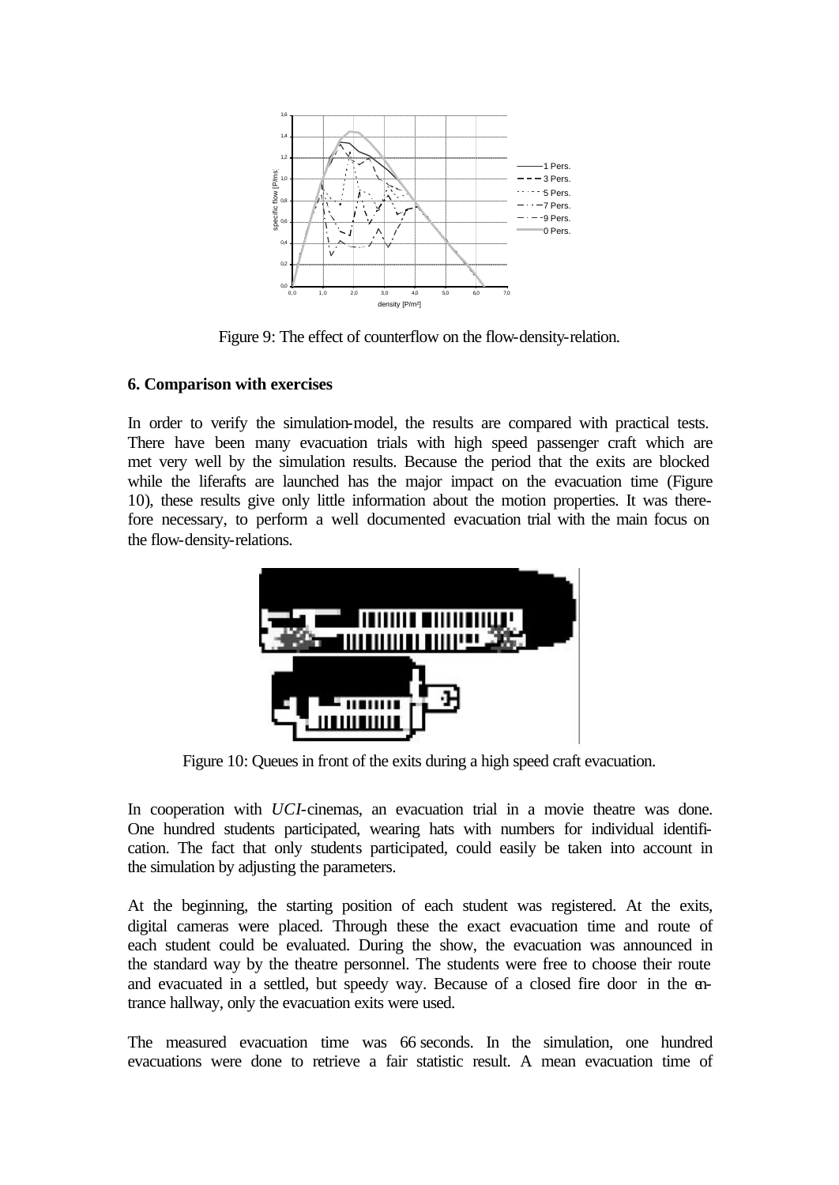Figure 9: The effect of counterflow on the flow-density-relation.

## 6. Comparison with exercises

In order to verify the simulation-model, the results are compared with practical tests. There have been many evacuation trials with high speed passenger craft which are met very well by the simulation results. Because the period that the exits are blocked while the liferafts are launched has the major impact on the evacuation time (Figure 10), these results give only little information about the motion properties. It was therefore necessary, to perform a well documented evacuation trial with the main focus on the flow-density-relations.

Figure 10: Queues in front of the exits during a high speed craft evacuation.

In cooperation with *UCI*-cinemas, an evacuation trial in a movie theatre was done. One hundred students participated, wearing hats with numbers for individual identification. The fact that only students participated, could easily be taken into account in the simulation by adjusting the parameters.

At the beginning, the starting position of each student was registered. At the exits, digital cameras were placed. Through these the exact evacuation time and route of each student could be evaluated. During the show, the evacuation was announced in the standard way by the theatre personnel. The students were free to choose their route and evacuated in a settled, but speedy way. Because of a closed fire door in the entrance hallway, only the evacuation exits were used.

The measured evacuation time was 66 seconds. In the simulation, one hundred evacuations were done to retrieve a fair statistic result. A mean evacuation time of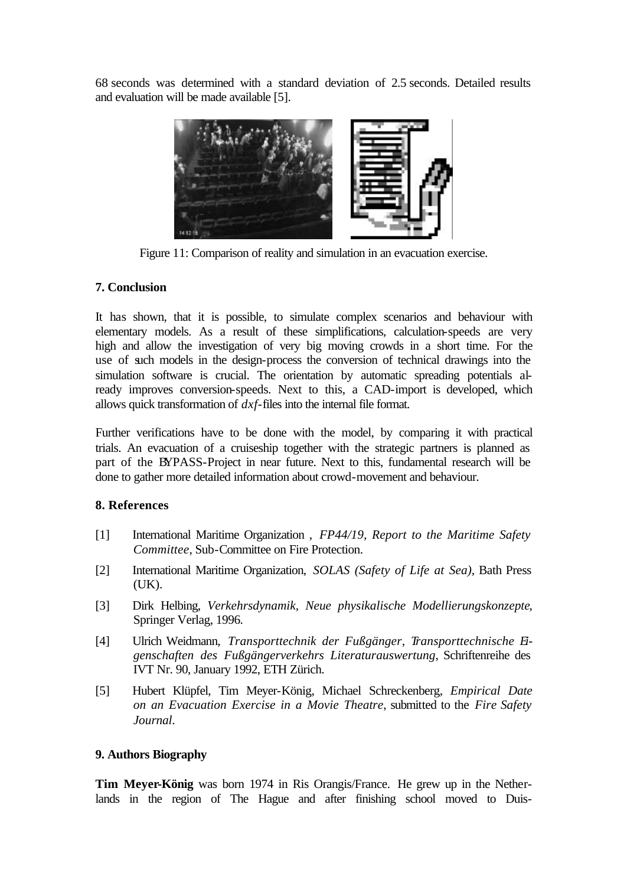68 seconds was determined with a standard deviation of 2.5 seconds. Detailed results and evaluation will be made available [5].

Figure 11: Comparison of reality and simulation in an evacuation exercise.

## 7. Conclusion

It has shown, that it is possible, to simulate complex scenarios and behaviour with elementary models. As a result of these simplifications, calculation-speeds are very high and allow the investigation of very big moving crowds in a short time. For the use of such models in the design-process the conversion of technical drawings into the simulation software is crucial. The orientation by automatic spreading potentials already improves conversion-speeds. Next to this, a CAD-import is developed, which allows quick transformation of *dxf*-files into the internal file format.

Further verifications have to be done with the model, by comparing it with practical trials. An evacuation of a cruiseship together with the strategic partners is planned as part of the BYPASS-Project in near future. Next to this, fundamental research will be done to gather more detailed information about crowd-movement and behaviour.

## 8. References

[1] International Maritime Organization , *FP44/19, Report to the Maritime Safety Committee*, Sub-Committee on Fire Protection.

[2] International Maritime Organization, *SOLAS (Safety of Life at Sea)*, Bath Press (UK).

[3] Dirk Helbing, *Verkehrsdynamik, Neue physikalische Modellierungskonzepte*, Springer Verlag, 1996.

[4] Ulrich Weidmann, *Transporttechnik der Fußgänger, Transporttechnische Eigenschaften des Fußgängerverkehrs Literaturauswertung*, Schriftenreihe des IVT Nr. 90, January 1992, ETH Zürich.

[5] Hubert Klüpfel, Tim Meyer-König, Michael Schreckenberg, *Empirical Date on an Evacuation Exercise in a Movie Theatre*, submitted to the *Fire Safety Journal*.

## 9. Authors Biography

**Tim Meyer-König** was born 1974 in Ris Orangis/France. He grew up in the Netherlands in the region of The Hague and after finishing school moved to Duis-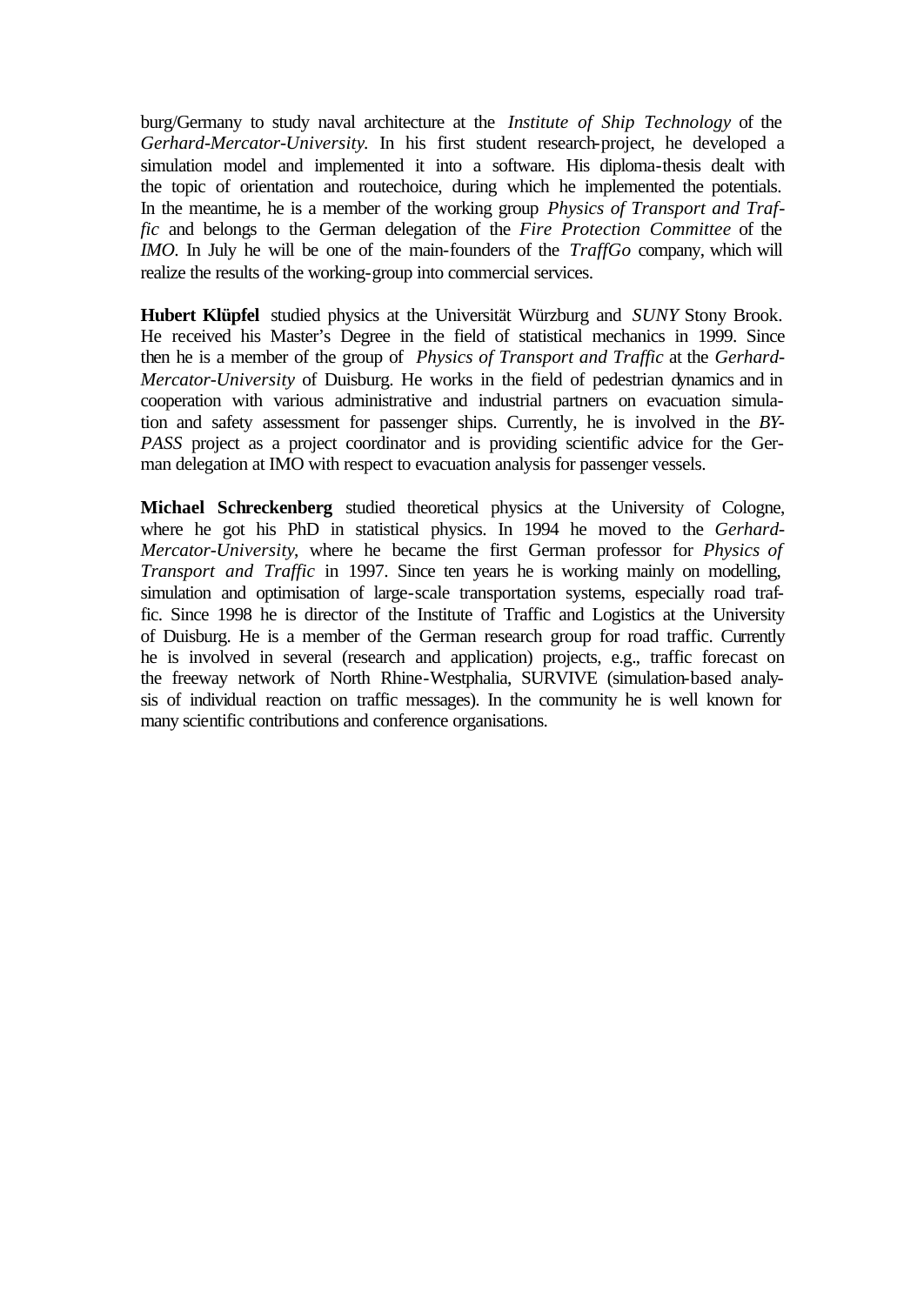burg/Germany to study naval architecture at the *Institute of Ship Technology* of the *Gerhard-Mercator-University*. In his first student research-project, he developed a simulation model and implemented it into a software. His diploma-thesis dealt with the topic of orientation and routechoice, during which he implemented the potentials. In the meantime, he is a member of the working group *Physics of Transport and Traffic* and belongs to the German delegation of the *Fire Protection Committee* of the *IMO*. In July he will be one of the main-founders of the *TraffGo* company, which will realize the results of the working-group into commercial services.

**Hubert Klüpfel** studied physics at the Universität Würzburg and *SUNY* Stony Brook. He received his Master's Degree in the field of statistical mechanics in 1999. Since then he is a member of the group of *Physics of Transport and Traffic* at the *Gerhard-Mercator-University* of Duisburg. He works in the field of pedestrian dynamics and in cooperation with various administrative and industrial partners on evacuation simulation and safety assessment for passenger ships. Currently, he is involved in the *BY-PASS* project as a project coordinator and is providing scientific advice for the German delegation at IMO with respect to evacuation analysis for passenger vessels.

**Michael Schreckenberg** studied theoretical physics at the University of Cologne, where he got his PhD in statistical physics. In 1994 he moved to the *Gerhard-Mercator-University*, where he became the first German professor for *Physics of Transport and Traffic* in 1997. Since ten years he is working mainly on modelling, simulation and optimisation of large-scale transportation systems, especially road traffic. Since 1998 he is director of the Institute of Traffic and Logistics at the University of Duisburg. He is a member of the German research group for road traffic. Currently he is involved in several (research and application) projects, e.g., traffic forecast on the freeway network of North Rhine-Westphalia, SURVIVE (simulation-based analysis of individual reaction on traffic messages). In the community he is well known for many scientific contributions and conference organisations.